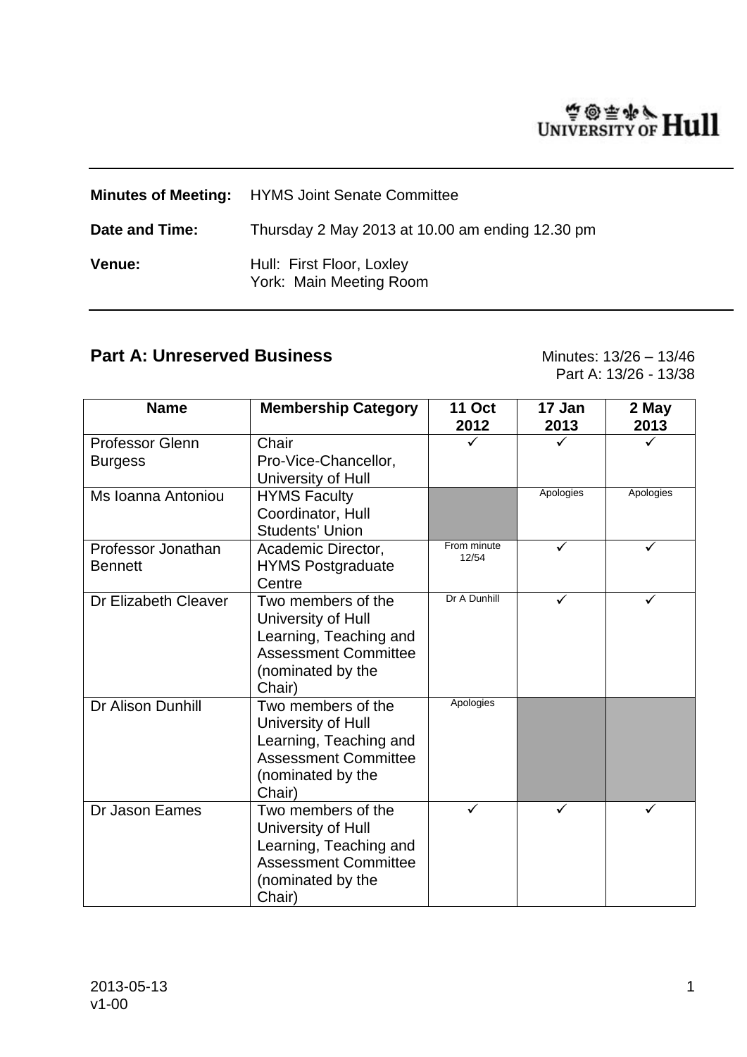**Minutes of Meeting:** HYMS Joint Senate Committee

**Date and Time:** Thursday 2 May 2013 at 10.00 am ending 12.30 pm

**Venue:** Hull: First Floor, Loxley
York: Main Meeting Room

## Part A: Unreserved Business

Minutes: 13/26 – 13/46
Part A: 13/26 - 13/38

| Name | Membership Category | 11 Oct 2012 | 17 Jan 2013 | 2 May 2013 |
|---|---|---|---|---|
| Professor Glenn Burgess | Chair<br>Pro-Vice-Chancellor, University of Hull | ✓ | ✓ | ✓ |
| Ms Ioanna Antoniou | HYMS Faculty Coordinator, Hull Students' Union | | Apologies | Apologies |
| Professor Jonathan Bennett | Academic Director, HYMS Postgraduate Centre | From minute 12/54 | ✓ | ✓ |
| Dr Elizabeth Cleaver | Two members of the University of Hull Learning, Teaching and Assessment Committee (nominated by the Chair) | Dr A Dunhill | ✓ | ✓ |
| Dr Alison Dunhill | Two members of the University of Hull Learning, Teaching and Assessment Committee (nominated by the Chair) | Apologies | | |
| Dr Jason Eames | Two members of the University of Hull Learning, Teaching and Assessment Committee (nominated by the Chair) | ✓ | ✓ | ✓ |

2013-05-13
v1-00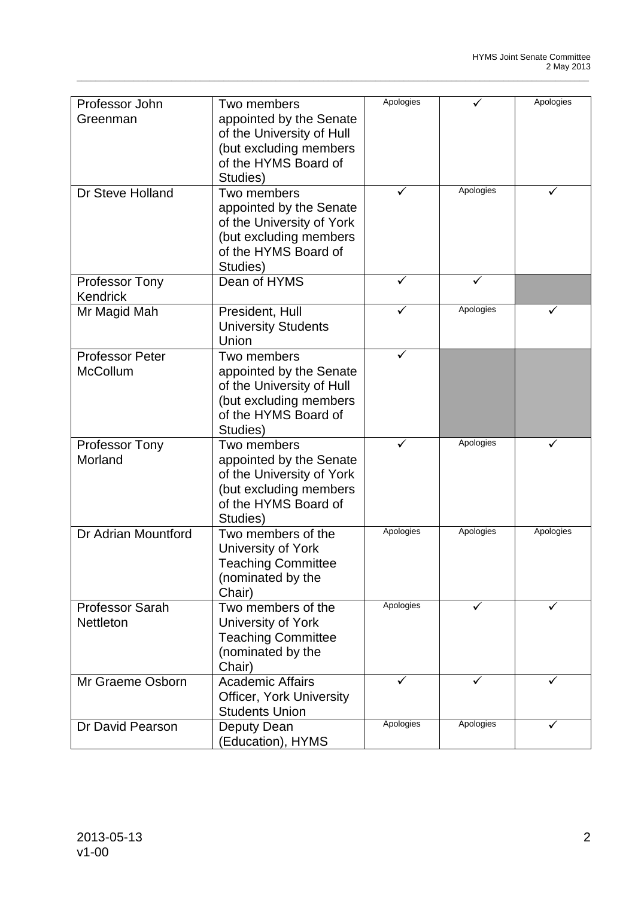| | | | | |
|---|---|---|---|---|
| Professor John Greenman | Two members appointed by the Senate of the University of Hull (but excluding members of the HYMS Board of Studies) | Apologies | ✓ | Apologies |
| Dr Steve Holland | Two members appointed by the Senate of the University of York (but excluding members of the HYMS Board of Studies) | ✓ | Apologies | ✓ |
| Professor Tony Kendrick | Dean of HYMS | ✓ | ✓ | |
| Mr Magid Mah | President, Hull University Students Union | ✓ | Apologies | ✓ |
| Professor Peter McCollum | Two members appointed by the Senate of the University of Hull (but excluding members of the HYMS Board of Studies) | ✓ | | |
| Professor Tony Morland | Two members appointed by the Senate of the University of York (but excluding members of the HYMS Board of Studies) | ✓ | Apologies | ✓ |
| Dr Adrian Mountford | Two members of the University of York Teaching Committee (nominated by the Chair) | Apologies | Apologies | Apologies |
| Professor Sarah Nettleton | Two members of the University of York Teaching Committee (nominated by the Chair) | Apologies | ✓ | ✓ |
| Mr Graeme Osborn | Academic Affairs Officer, York University Students Union | ✓ | ✓ | ✓ |
| Dr David Pearson | Deputy Dean (Education), HYMS | Apologies | Apologies | ✓ |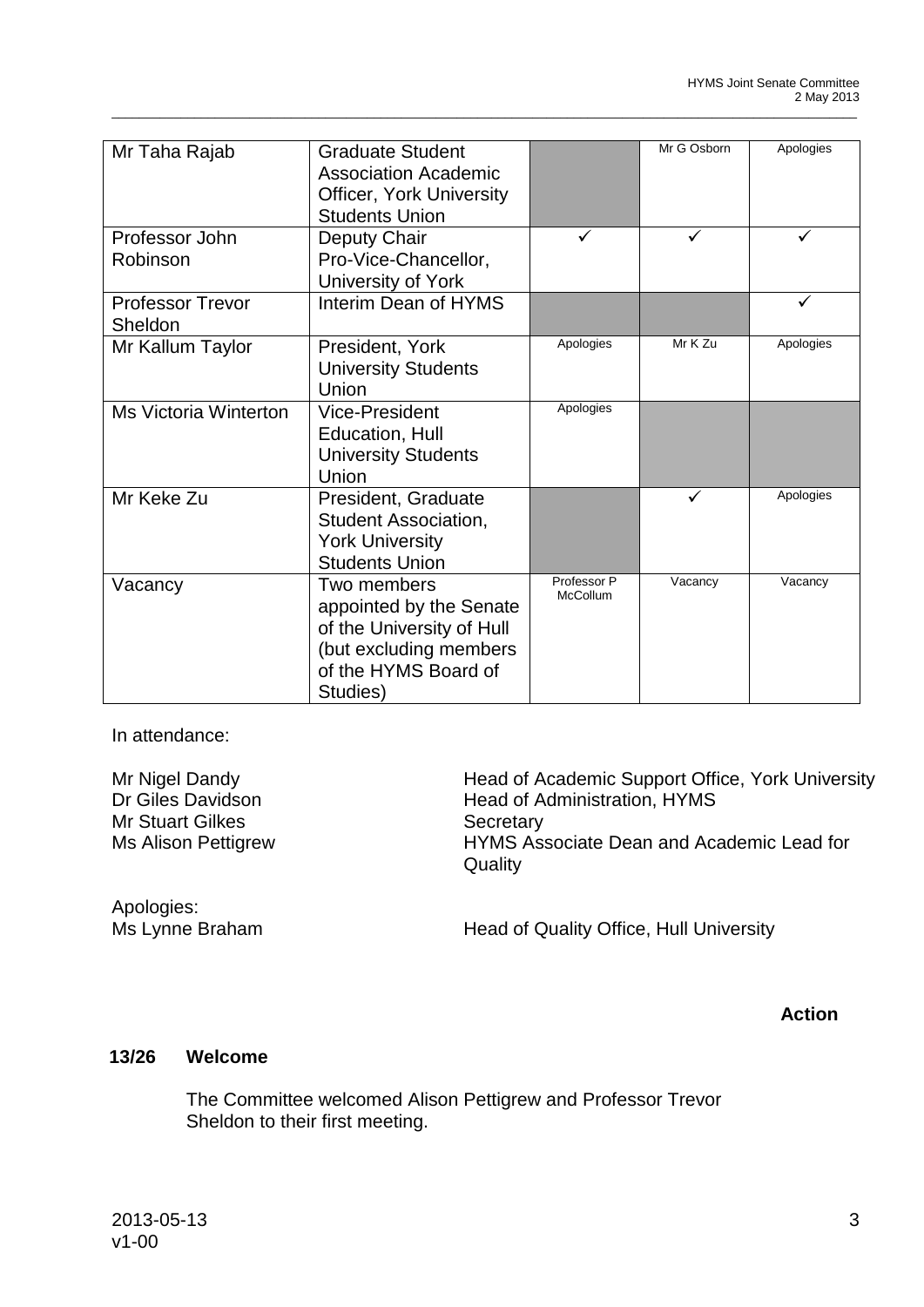| | | | | |
|---|---|---|---|---|
| Mr Taha Rajab | Graduate Student Association Academic Officer, York University Students Union | | Mr G Osborn | Apologies |
| Professor John Robinson | Deputy Chair Pro-Vice-Chancellor, University of York | ✓ | ✓ | ✓ |
| Professor Trevor Sheldon | Interim Dean of HYMS | | | ✓ |
| Mr Kallum Taylor | President, York University Students Union | Apologies | Mr K Zu | Apologies |
| Ms Victoria Winterton | Vice-President Education, Hull University Students Union | Apologies | | |
| Mr Keke Zu | President, Graduate Student Association, York University Students Union | | ✓ | Apologies |
| Vacancy | Two members appointed by the Senate of the University of Hull (but excluding members of the HYMS Board of Studies) | Professor P McCollum | Vacancy | Vacancy |

In attendance:

Mr Nigel Dandy — Head of Academic Support Office, York University
Dr Giles Davidson — Head of Administration, HYMS
Mr Stuart Gilkes — Secretary
Ms Alison Pettigrew — HYMS Associate Dean and Academic Lead for Quality

Apologies:
Ms Lynne Braham — Head of Quality Office, Hull University

**Action**

**13/26 Welcome**

The Committee welcomed Alison Pettigrew and Professor Trevor Sheldon to their first meeting.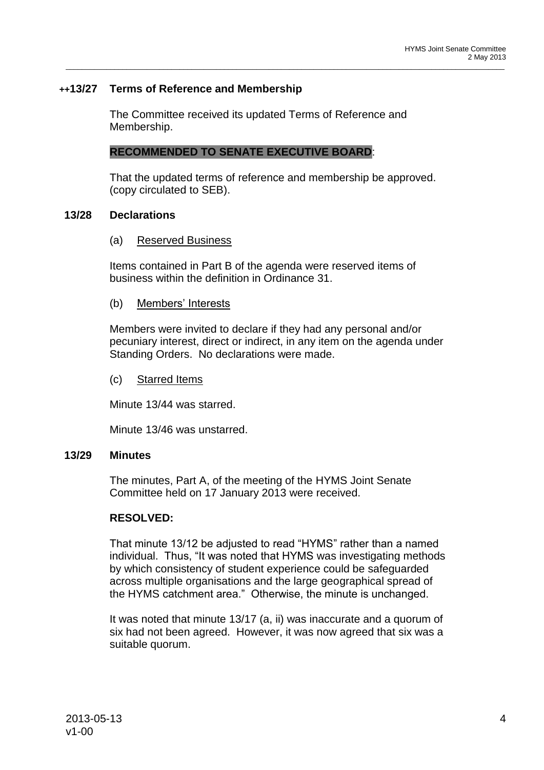### ++13/27 Terms of Reference and Membership

The Committee received its updated Terms of Reference and Membership.

**RECOMMENDED TO SENATE EXECUTIVE BOARD**:

That the updated terms of reference and membership be approved. (copy circulated to SEB).

### 13/28 Declarations

(a) Reserved Business

Items contained in Part B of the agenda were reserved items of business within the definition in Ordinance 31.

(b) Members' Interests

Members were invited to declare if they had any personal and/or pecuniary interest, direct or indirect, in any item on the agenda under Standing Orders. No declarations were made.

(c) Starred Items

Minute 13/44 was starred.

Minute 13/46 was unstarred.

### 13/29 Minutes

The minutes, Part A, of the meeting of the HYMS Joint Senate Committee held on 17 January 2013 were received.

**RESOLVED:**

That minute 13/12 be adjusted to read "HYMS" rather than a named individual. Thus, "It was noted that HYMS was investigating methods by which consistency of student experience could be safeguarded across multiple organisations and the large geographical spread of the HYMS catchment area." Otherwise, the minute is unchanged.

It was noted that minute 13/17 (a, ii) was inaccurate and a quorum of six had not been agreed. However, it was now agreed that six was a suitable quorum.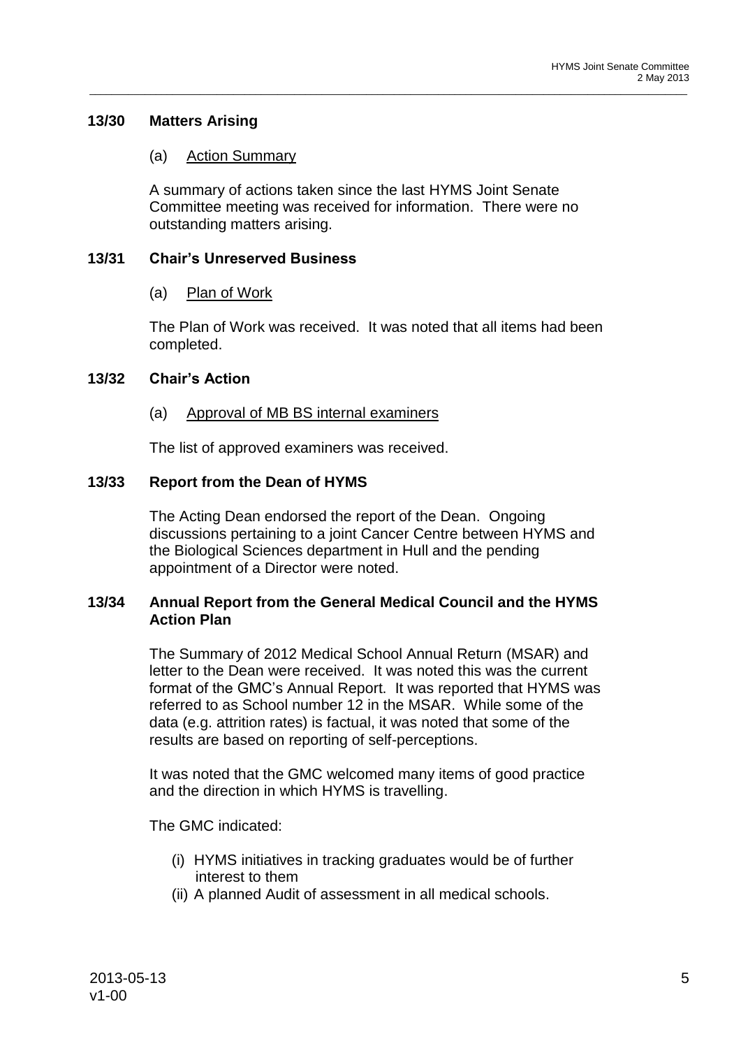### 13/30 Matters Arising

(a) Action Summary

A summary of actions taken since the last HYMS Joint Senate Committee meeting was received for information. There were no outstanding matters arising.

### 13/31 Chair's Unreserved Business

(a) Plan of Work

The Plan of Work was received. It was noted that all items had been completed.

### 13/32 Chair's Action

(a) Approval of MB BS internal examiners

The list of approved examiners was received.

### 13/33 Report from the Dean of HYMS

The Acting Dean endorsed the report of the Dean. Ongoing discussions pertaining to a joint Cancer Centre between HYMS and the Biological Sciences department in Hull and the pending appointment of a Director were noted.

### 13/34 Annual Report from the General Medical Council and the HYMS Action Plan

The Summary of 2012 Medical School Annual Return (MSAR) and letter to the Dean were received. It was noted this was the current format of the GMC's Annual Report. It was reported that HYMS was referred to as School number 12 in the MSAR. While some of the data (e.g. attrition rates) is factual, it was noted that some of the results are based on reporting of self-perceptions.

It was noted that the GMC welcomed many items of good practice and the direction in which HYMS is travelling.

The GMC indicated:

(i) HYMS initiatives in tracking graduates would be of further interest to them
(ii) A planned Audit of assessment in all medical schools.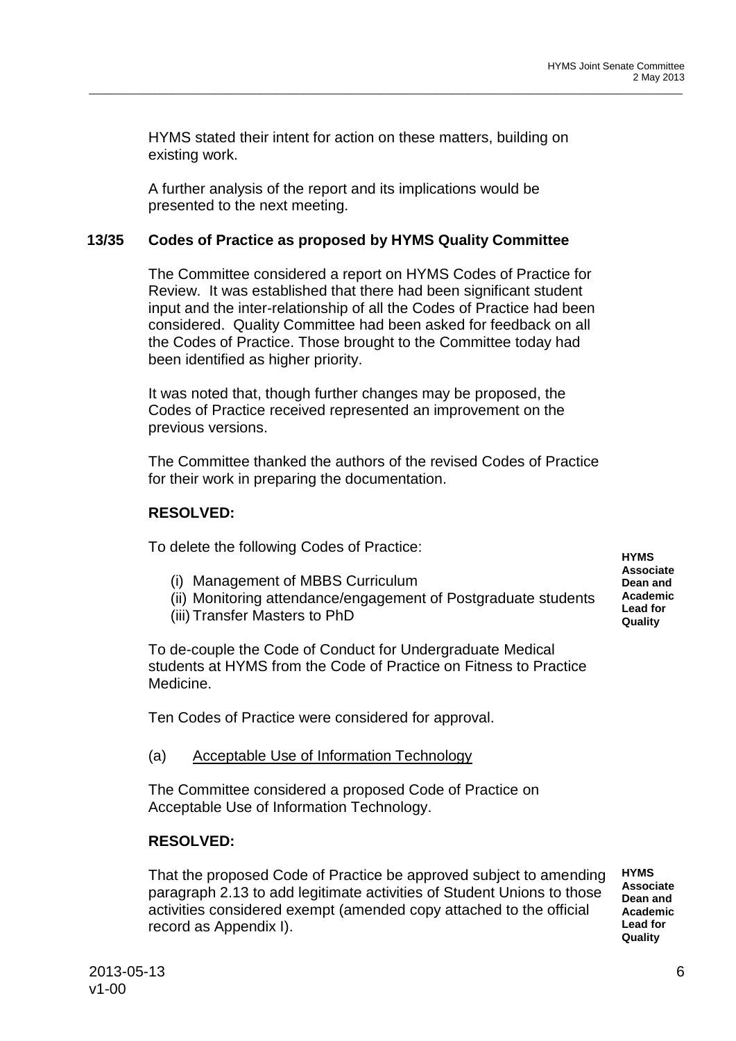HYMS stated their intent for action on these matters, building on existing work.

A further analysis of the report and its implications would be presented to the next meeting.

**13/35 Codes of Practice as proposed by HYMS Quality Committee**

The Committee considered a report on HYMS Codes of Practice for Review. It was established that there had been significant student input and the inter-relationship of all the Codes of Practice had been considered. Quality Committee had been asked for feedback on all the Codes of Practice. Those brought to the Committee today had been identified as higher priority.

It was noted that, though further changes may be proposed, the Codes of Practice received represented an improvement on the previous versions.

The Committee thanked the authors of the revised Codes of Practice for their work in preparing the documentation.

**RESOLVED:**

To delete the following Codes of Practice:

(i) Management of MBBS Curriculum
(ii) Monitoring attendance/engagement of Postgraduate students
(iii) Transfer Masters to PhD

**HYMS Associate Dean and Academic Lead for Quality**

To de-couple the Code of Conduct for Undergraduate Medical students at HYMS from the Code of Practice on Fitness to Practice Medicine.

Ten Codes of Practice were considered for approval.

(a) Acceptable Use of Information Technology

The Committee considered a proposed Code of Practice on Acceptable Use of Information Technology.

**RESOLVED:**

That the proposed Code of Practice be approved subject to amending paragraph 2.13 to add legitimate activities of Student Unions to those activities considered exempt (amended copy attached to the official record as Appendix I).

**HYMS Associate Dean and Academic Lead for Quality**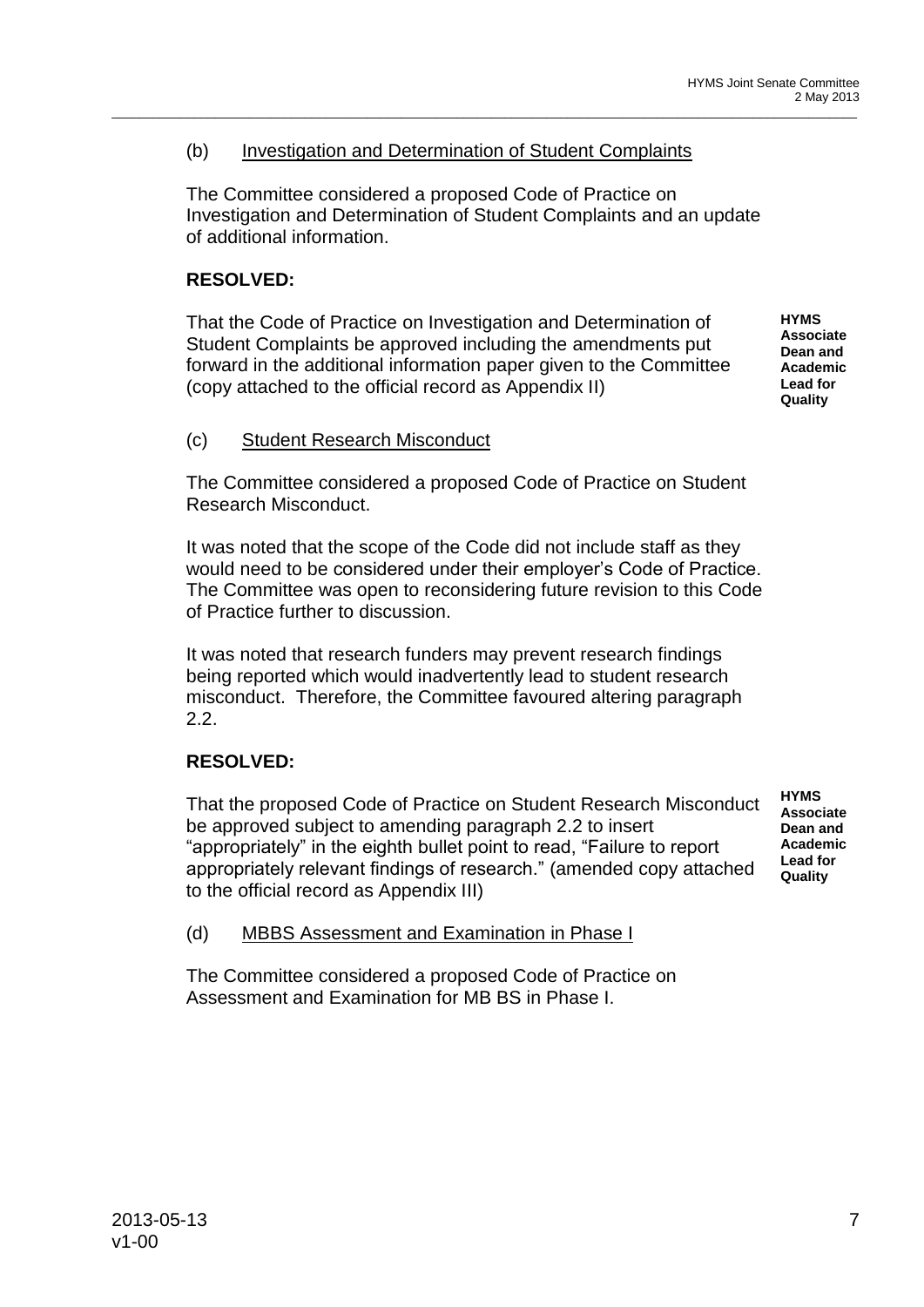### (b) Investigation and Determination of Student Complaints

The Committee considered a proposed Code of Practice on Investigation and Determination of Student Complaints and an update of additional information.

**RESOLVED:**

That the Code of Practice on Investigation and Determination of Student Complaints be approved including the amendments put forward in the additional information paper given to the Committee (copy attached to the official record as Appendix II)

**HYMS Associate Dean and Academic Lead for Quality**

### (c) Student Research Misconduct

The Committee considered a proposed Code of Practice on Student Research Misconduct.

It was noted that the scope of the Code did not include staff as they would need to be considered under their employer's Code of Practice. The Committee was open to reconsidering future revision to this Code of Practice further to discussion.

It was noted that research funders may prevent research findings being reported which would inadvertently lead to student research misconduct. Therefore, the Committee favoured altering paragraph 2.2.

**RESOLVED:**

That the proposed Code of Practice on Student Research Misconduct be approved subject to amending paragraph 2.2 to insert "appropriately" in the eighth bullet point to read, "Failure to report appropriately relevant findings of research." (amended copy attached to the official record as Appendix III)

**HYMS Associate Dean and Academic Lead for Quality**

### (d) MBBS Assessment and Examination in Phase I

The Committee considered a proposed Code of Practice on Assessment and Examination for MB BS in Phase I.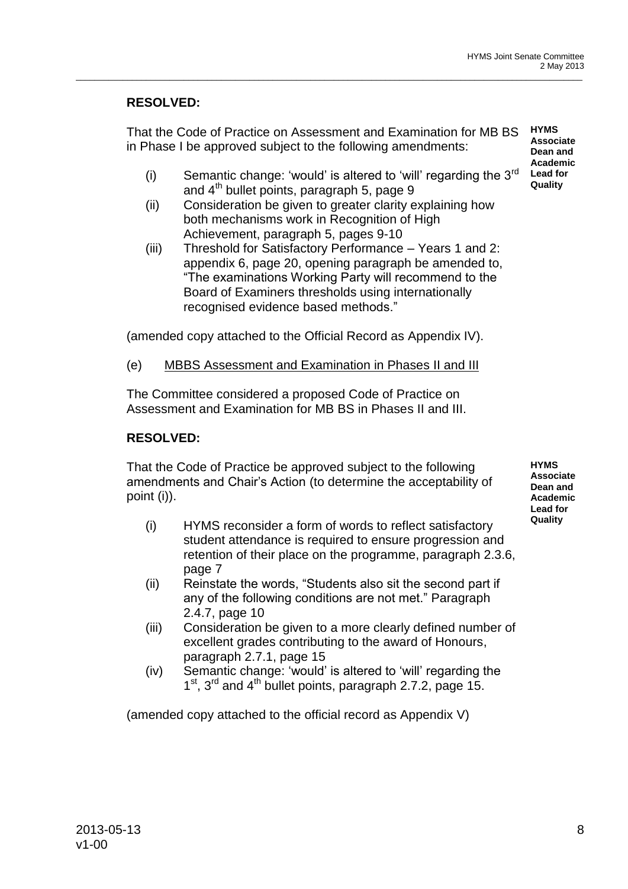**RESOLVED:**

That the Code of Practice on Assessment and Examination for MB BS in Phase I be approved subject to the following amendments:

**HYMS Associate Dean and Academic Lead for Quality**

- (i) Semantic change: 'would' is altered to 'will' regarding the 3rd and 4th bullet points, paragraph 5, page 9
- (ii) Consideration be given to greater clarity explaining how both mechanisms work in Recognition of High Achievement, paragraph 5, pages 9-10
- (iii) Threshold for Satisfactory Performance – Years 1 and 2: appendix 6, page 20, opening paragraph be amended to, "The examinations Working Party will recommend to the Board of Examiners thresholds using internationally recognised evidence based methods."

(amended copy attached to the Official Record as Appendix IV).

(e) MBBS Assessment and Examination in Phases II and III

The Committee considered a proposed Code of Practice on Assessment and Examination for MB BS in Phases II and III.

**RESOLVED:**

That the Code of Practice be approved subject to the following amendments and Chair's Action (to determine the acceptability of point (i)).

**HYMS Associate Dean and Academic Lead for Quality**

- (i) HYMS reconsider a form of words to reflect satisfactory student attendance is required to ensure progression and retention of their place on the programme, paragraph 2.3.6, page 7
- (ii) Reinstate the words, "Students also sit the second part if any of the following conditions are not met." Paragraph 2.4.7, page 10
- (iii) Consideration be given to a more clearly defined number of excellent grades contributing to the award of Honours, paragraph 2.7.1, page 15
- (iv) Semantic change: 'would' is altered to 'will' regarding the 1st, 3rd and 4th bullet points, paragraph 2.7.2, page 15.

(amended copy attached to the official record as Appendix V)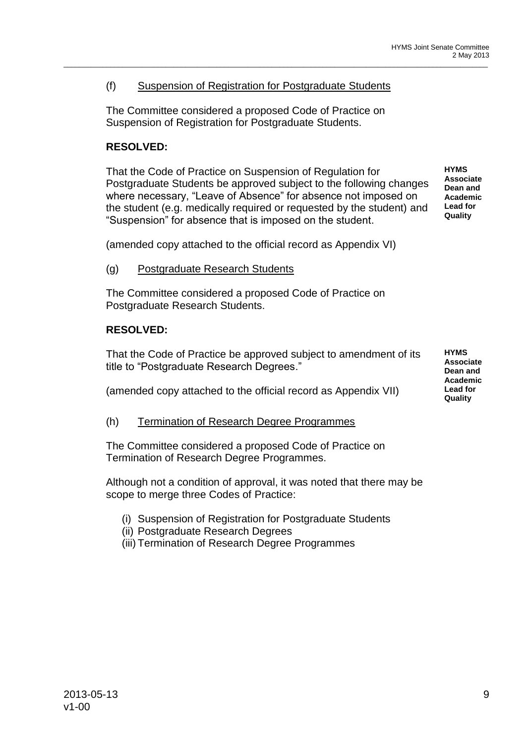(f) <u>Suspension of Registration for Postgraduate Students</u>

The Committee considered a proposed Code of Practice on Suspension of Registration for Postgraduate Students.

**RESOLVED:**

That the Code of Practice on Suspension of Regulation for Postgraduate Students be approved subject to the following changes where necessary, "Leave of Absence" for absence not imposed on the student (e.g. medically required or requested by the student) and "Suspension" for absence that is imposed on the student.

**HYMS Associate Dean and Academic Lead for Quality**

(amended copy attached to the official record as Appendix VI)

(g) <u>Postgraduate Research Students</u>

The Committee considered a proposed Code of Practice on Postgraduate Research Students.

**RESOLVED:**

That the Code of Practice be approved subject to amendment of its title to "Postgraduate Research Degrees."

**HYMS Associate Dean and Academic Lead for Quality**

(amended copy attached to the official record as Appendix VII)

(h) <u>Termination of Research Degree Programmes</u>

The Committee considered a proposed Code of Practice on Termination of Research Degree Programmes.

Although not a condition of approval, it was noted that there may be scope to merge three Codes of Practice:

(i) Suspension of Registration for Postgraduate Students
(ii) Postgraduate Research Degrees
(iii) Termination of Research Degree Programmes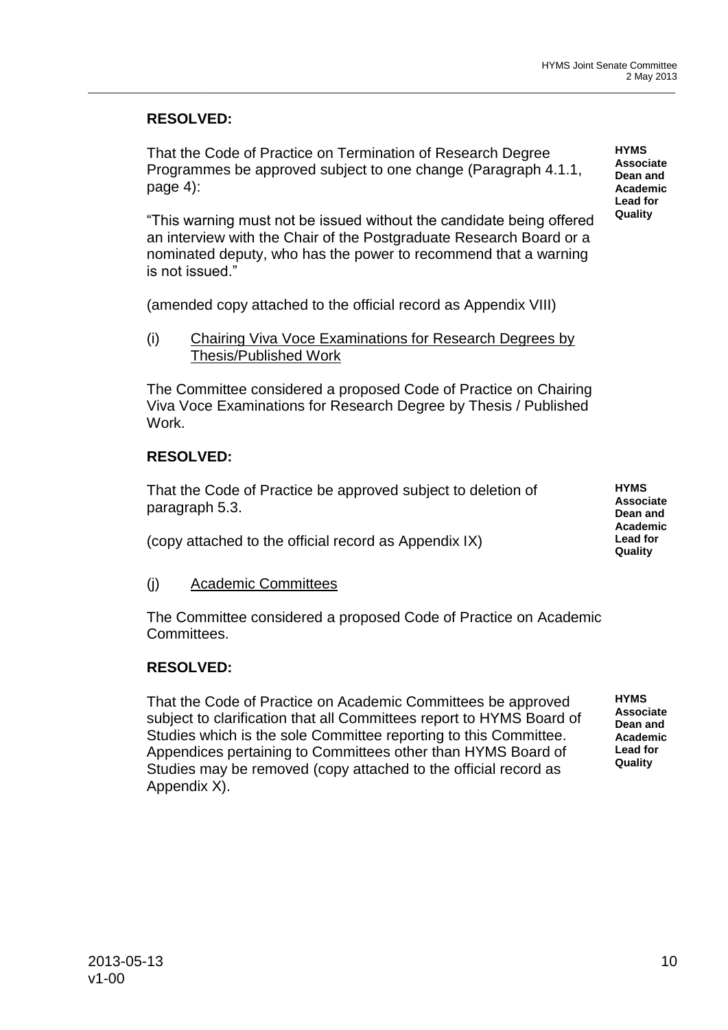**RESOLVED:**

That the Code of Practice on Termination of Research Degree Programmes be approved subject to one change (Paragraph 4.1.1, page 4):

**HYMS Associate Dean and Academic Lead for Quality**

"This warning must not be issued without the candidate being offered an interview with the Chair of the Postgraduate Research Board or a nominated deputy, who has the power to recommend that a warning is not issued."

(amended copy attached to the official record as Appendix VIII)

(i) <u>Chairing Viva Voce Examinations for Research Degrees by Thesis/Published Work</u>

The Committee considered a proposed Code of Practice on Chairing Viva Voce Examinations for Research Degree by Thesis / Published Work.

**RESOLVED:**

That the Code of Practice be approved subject to deletion of paragraph 5.3.

**HYMS Associate Dean and Academic Lead for Quality**

(copy attached to the official record as Appendix IX)

(j) <u>Academic Committees</u>

The Committee considered a proposed Code of Practice on Academic Committees.

**RESOLVED:**

That the Code of Practice on Academic Committees be approved subject to clarification that all Committees report to HYMS Board of Studies which is the sole Committee reporting to this Committee. Appendices pertaining to Committees other than HYMS Board of Studies may be removed (copy attached to the official record as Appendix X).

**HYMS Associate Dean and Academic Lead for Quality**

2013-05-13
v1-00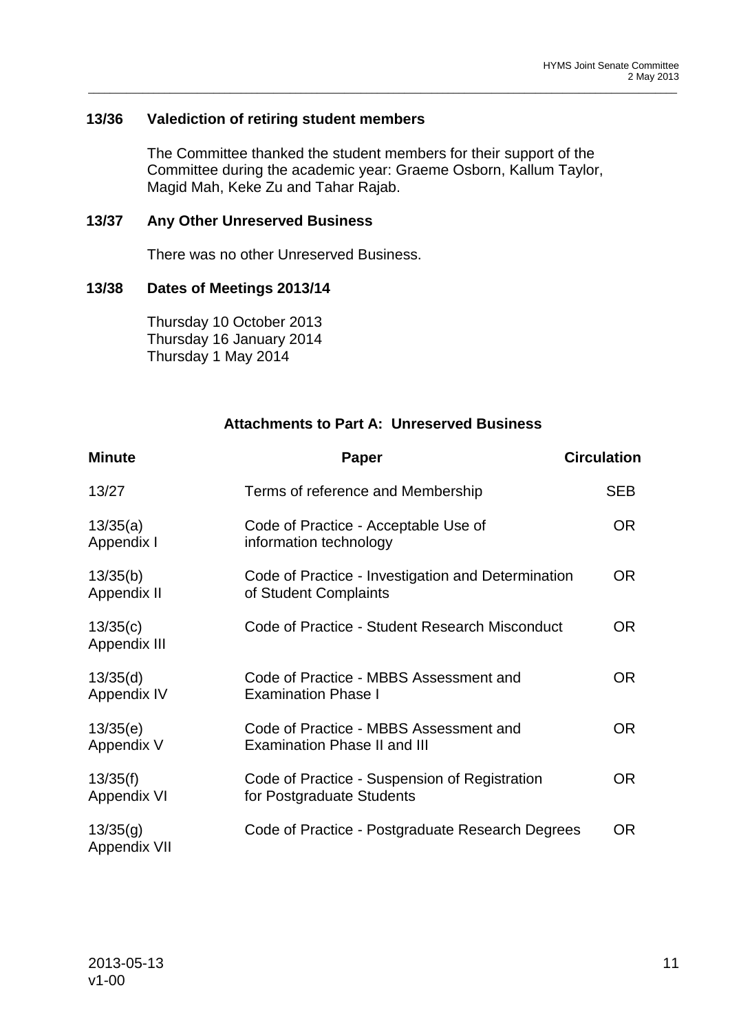### 13/36 Valediction of retiring student members

The Committee thanked the student members for their support of the Committee during the academic year: Graeme Osborn, Kallum Taylor, Magid Mah, Keke Zu and Tahar Rajab.

### 13/37 Any Other Unreserved Business

There was no other Unreserved Business.

### 13/38 Dates of Meetings 2013/14

Thursday 10 October 2013
Thursday 16 January 2014
Thursday 1 May 2014

**Attachments to Part A: Unreserved Business**

| Minute | Paper | Circulation |
|---|---|---|
| 13/27 | Terms of reference and Membership | SEB |
| 13/35(a) Appendix I | Code of Practice - Acceptable Use of information technology | OR |
| 13/35(b) Appendix II | Code of Practice - Investigation and Determination of Student Complaints | OR |
| 13/35(c) Appendix III | Code of Practice - Student Research Misconduct | OR |
| 13/35(d) Appendix IV | Code of Practice - MBBS Assessment and Examination Phase I | OR |
| 13/35(e) Appendix V | Code of Practice - MBBS Assessment and Examination Phase II and III | OR |
| 13/35(f) Appendix VI | Code of Practice - Suspension of Registration for Postgraduate Students | OR |
| 13/35(g) Appendix VII | Code of Practice - Postgraduate Research Degrees | OR |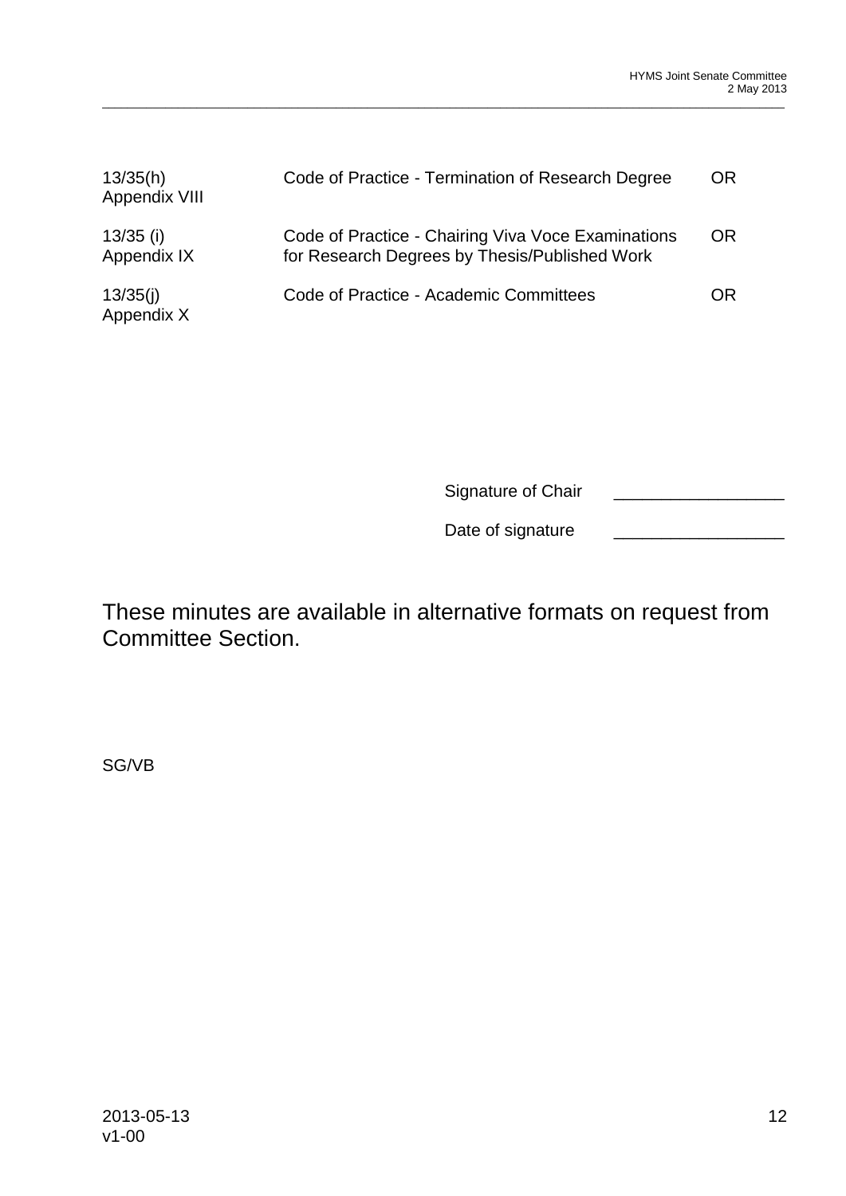| | | |
|---|---|---|
| 13/35(h) Appendix VIII | Code of Practice - Termination of Research Degree | OR |
| 13/35 (i) Appendix IX | Code of Practice - Chairing Viva Voce Examinations for Research Degrees by Thesis/Published Work | OR |
| 13/35(j) Appendix X | Code of Practice - Academic Committees | OR |

Signature of Chair \_\_\_\_\_\_\_\_\_\_\_\_\_\_\_\_\_\_

Date of signature \_\_\_\_\_\_\_\_\_\_\_\_\_\_\_\_\_\_

These minutes are available in alternative formats on request from Committee Section.

SG/VB

2013-05-13
v1-00